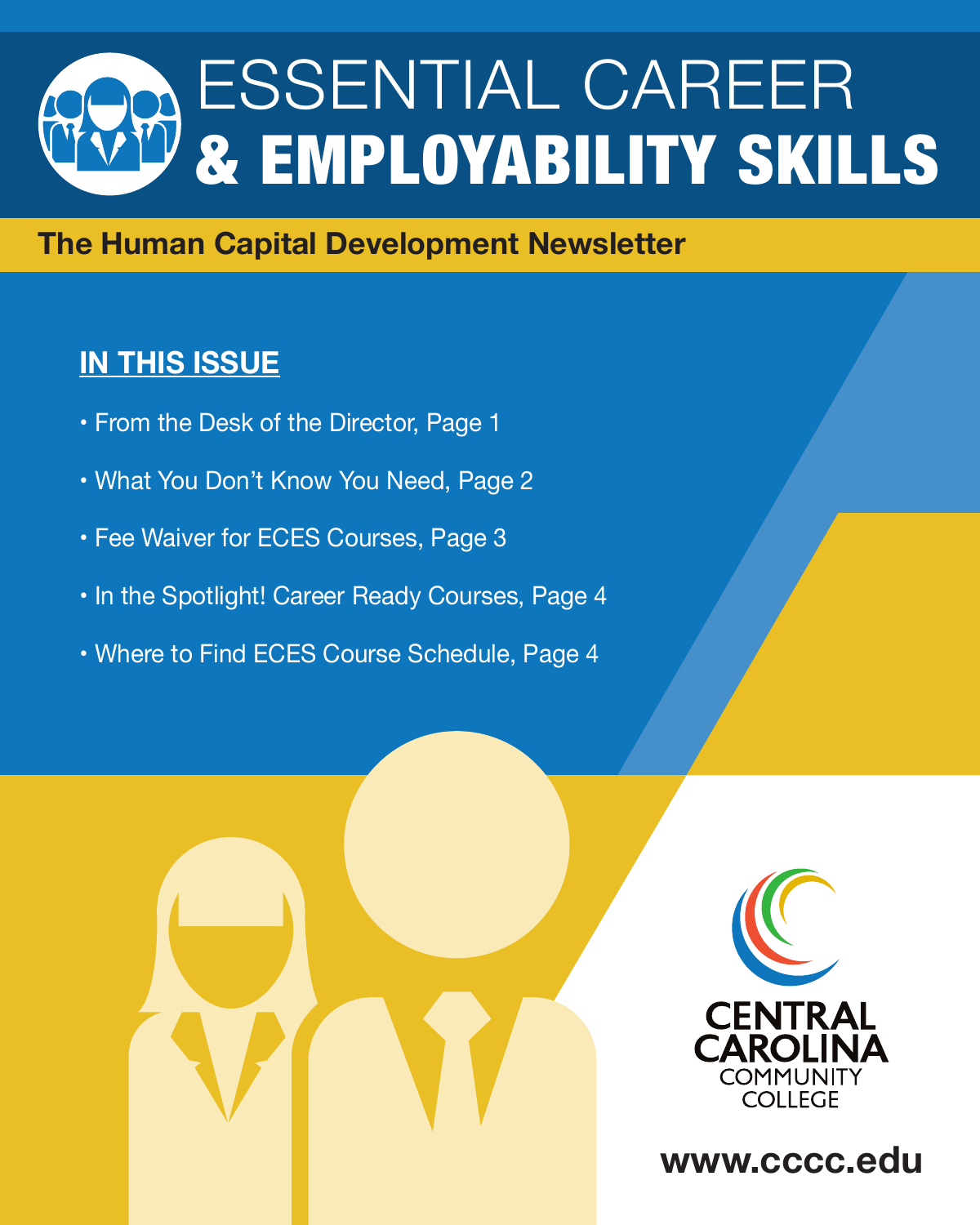# ESSENTIAL CAREER & EMPLOYABILITY SKILLS

**The Human Capital Development Newsletter**

## IN THIS ISSUE

- From the Desk of the Director, Page 1
- What You Don't Know You Need, Page 2
- Fee Waiver for ECES Courses, Page 3
- In the Spotlight! Career Ready Courses, Page 4
- Where to Find ECES Course Schedule, Page 4

CENTRAL CAROLINA COMMUNITY COLLEGE

**www.cccc.edu**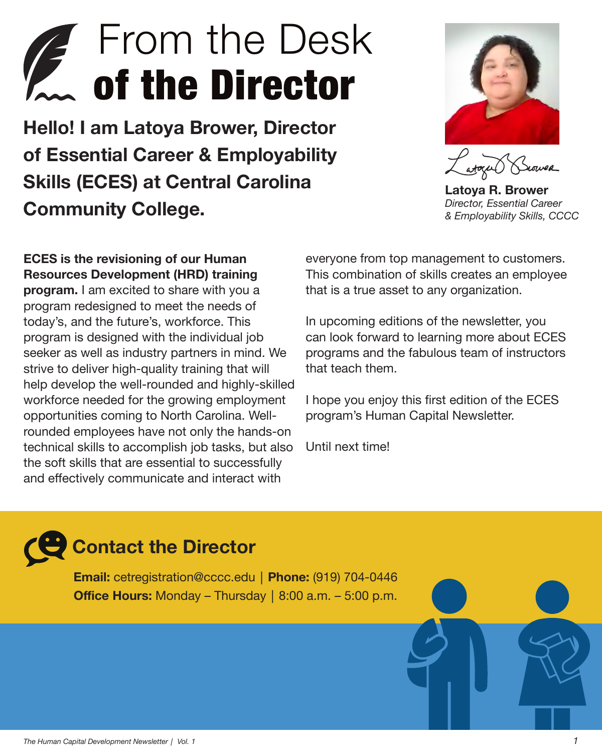# From the Desk **of the Director**

## Hello! I am Latoya Brower, Director of Essential Career & Employability Skills (ECES) at Central Carolina Community College.

**Latoya R. Brower**
*Director, Essential Career & Employability Skills, CCCC*

**ECES is the revisioning of our Human Resources Development (HRD) training program.** I am excited to share with you a program redesigned to meet the needs of today's, and the future's, workforce. This program is designed with the individual job seeker as well as industry partners in mind. We strive to deliver high-quality training that will help develop the well-rounded and highly-skilled workforce needed for the growing employment opportunities coming to North Carolina. Well-rounded employees have not only the hands-on technical skills to accomplish job tasks, but also the soft skills that are essential to successfully and effectively communicate and interact with everyone from top management to customers. This combination of skills creates an employee that is a true asset to any organization.

In upcoming editions of the newsletter, you can look forward to learning more about ECES programs and the fabulous team of instructors that teach them.

I hope you enjoy this first edition of the ECES program's Human Capital Newsletter.

Until next time!

## Contact the Director

**Email:** cetregistration@cccc.edu | **Phone:** (919) 704-0446
**Office Hours:** Monday – Thursday | 8:00 a.m. – 5:00 p.m.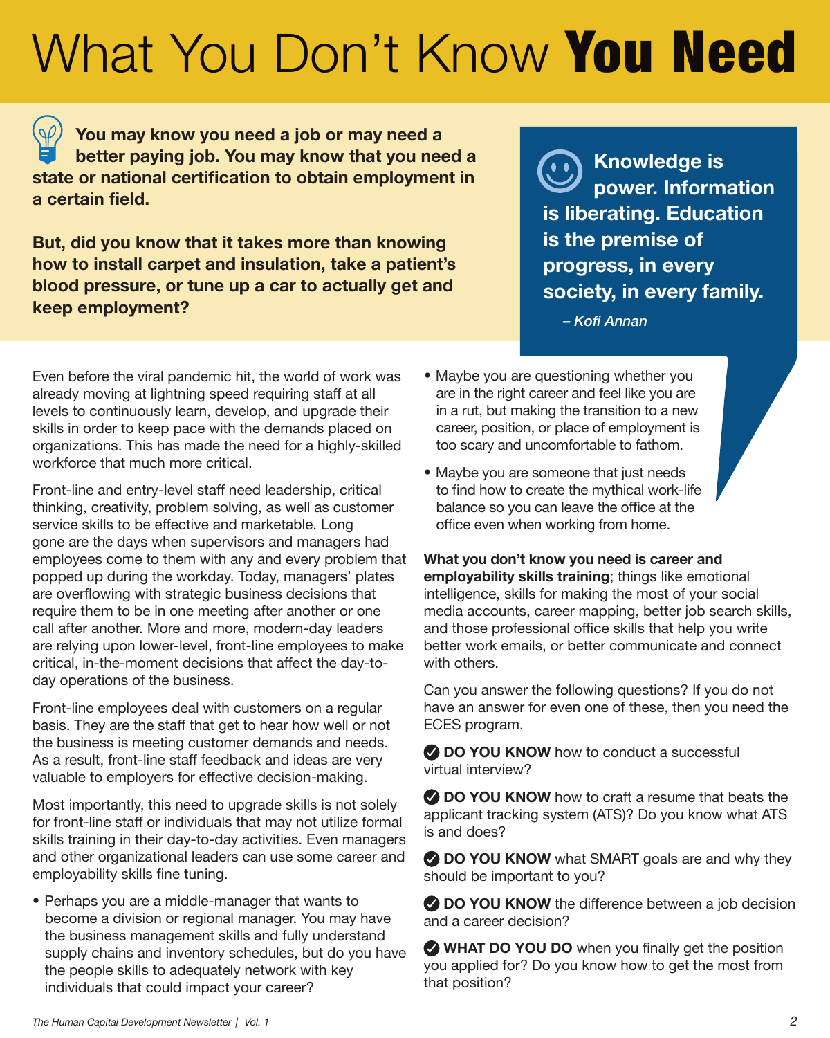# What You Don't Know **You Need**

**You may know you need a job or may need a better paying job. You may know that you need a state or national certification to obtain employment in a certain field.**

**But, did you know that it takes more than knowing how to install carpet and insulation, take a patient's blood pressure, or tune up a car to actually get and keep employment?**

> **Knowledge is power. Information is liberating. Education is the premise of progress, in every society, in every family.**
>
> *– Kofi Annan*

Even before the viral pandemic hit, the world of work was already moving at lightning speed requiring staff at all levels to continuously learn, develop, and upgrade their skills in order to keep pace with the demands placed on organizations. This has made the need for a highly-skilled workforce that much more critical.

Front-line and entry-level staff need leadership, critical thinking, creativity, problem solving, as well as customer service skills to be effective and marketable. Long gone are the days when supervisors and managers had employees come to them with any and every problem that popped up during the workday. Today, managers' plates are overflowing with strategic business decisions that require them to be in one meeting after another or one call after another. More and more, modern-day leaders are relying upon lower-level, front-line employees to make critical, in-the-moment decisions that affect the day-to-day operations of the business.

Front-line employees deal with customers on a regular basis. They are the staff that get to hear how well or not the business is meeting customer demands and needs. As a result, front-line staff feedback and ideas are very valuable to employers for effective decision-making.

Most importantly, this need to upgrade skills is not solely for front-line staff or individuals that may not utilize formal skills training in their day-to-day activities. Even managers and other organizational leaders can use some career and employability skills fine tuning.

- Perhaps you are a middle-manager that wants to become a division or regional manager. You may have the business management skills and fully understand supply chains and inventory schedules, but do you have the people skills to adequately network with key individuals that could impact your career?
- Maybe you are questioning whether you are in the right career and feel like you are in a rut, but making the transition to a new career, position, or place of employment is too scary and uncomfortable to fathom.
- Maybe you are someone that just needs to find how to create the mythical work-life balance so you can leave the office at the office even when working from home.

**What you don't know you need is career and employability skills training**; things like emotional intelligence, skills for making the most of your social media accounts, career mapping, better job search skills, and those professional office skills that help you write better work emails, or better communicate and connect with others.

Can you answer the following questions? If you do not have an answer for even one of these, then you need the ECES program.

✔ **DO YOU KNOW** how to conduct a successful virtual interview?

✔ **DO YOU KNOW** how to craft a resume that beats the applicant tracking system (ATS)? Do you know what ATS is and does?

✔ **DO YOU KNOW** what SMART goals are and why they should be important to you?

✔ **DO YOU KNOW** the difference between a job decision and a career decision?

✔ **WHAT DO YOU DO** when you finally get the position you applied for? Do you know how to get the most from that position?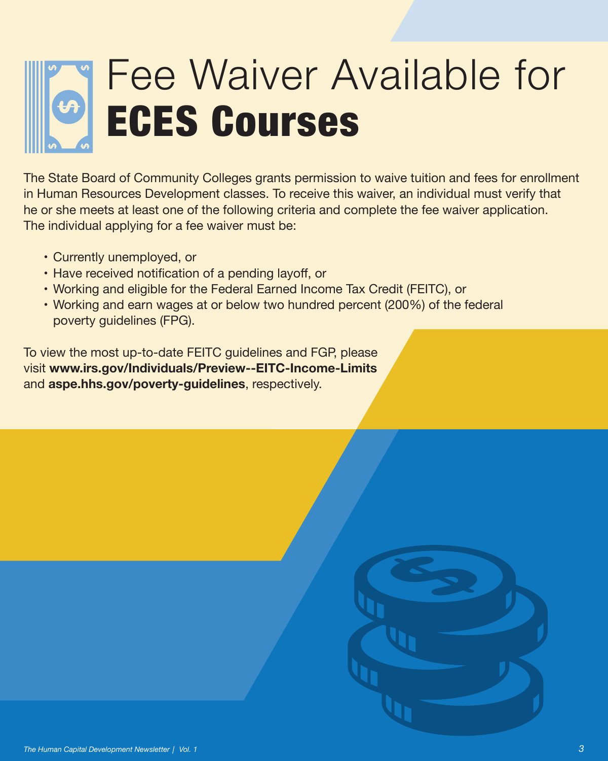# Fee Waiver Available for **ECES Courses**

The State Board of Community Colleges grants permission to waive tuition and fees for enrollment in Human Resources Development classes. To receive this waiver, an individual must verify that he or she meets at least one of the following criteria and complete the fee waiver application. The individual applying for a fee waiver must be:

- Currently unemployed, or
- Have received notification of a pending layoff, or
- Working and eligible for the Federal Earned Income Tax Credit (FEITC), or
- Working and earn wages at or below two hundred percent (200%) of the federal poverty guidelines (FPG).

To view the most up-to-date FEITC guidelines and FGP, please visit **www.irs.gov/Individuals/Preview--EITC-Income-Limits** and **aspe.hhs.gov/poverty-guidelines**, respectively.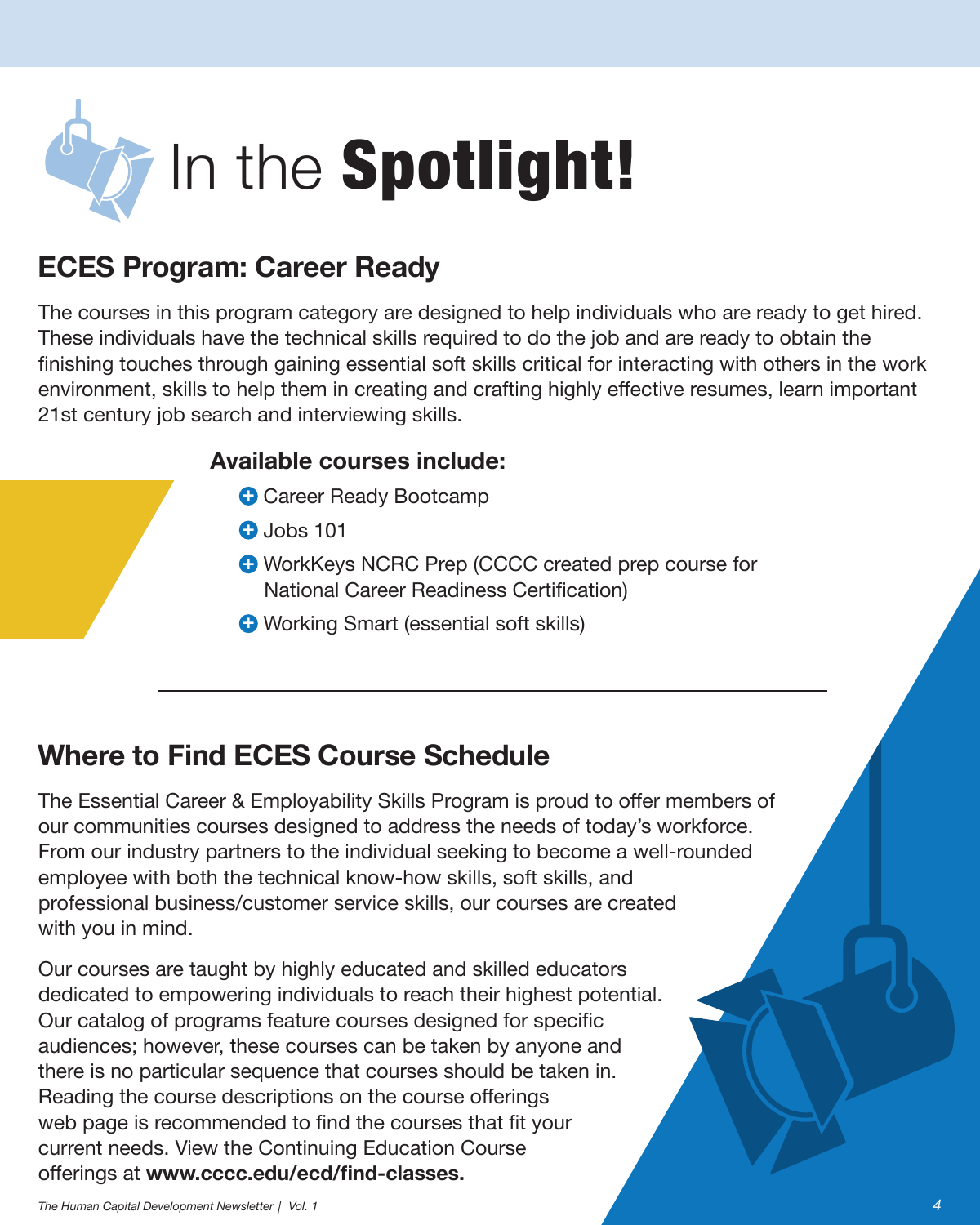# In the **Spotlight!**

## ECES Program: Career Ready

The courses in this program category are designed to help individuals who are ready to get hired. These individuals have the technical skills required to do the job and are ready to obtain the finishing touches through gaining essential soft skills critical for interacting with others in the work environment, skills to help them in creating and crafting highly effective resumes, learn important 21st century job search and interviewing skills.

### Available courses include:

- Career Ready Bootcamp
- Jobs 101
- WorkKeys NCRC Prep (CCCC created prep course for National Career Readiness Certification)
- Working Smart (essential soft skills)

---

## Where to Find ECES Course Schedule

The Essential Career & Employability Skills Program is proud to offer members of our communities courses designed to address the needs of today's workforce. From our industry partners to the individual seeking to become a well-rounded employee with both the technical know-how skills, soft skills, and professional business/customer service skills, our courses are created with you in mind.

Our courses are taught by highly educated and skilled educators dedicated to empowering individuals to reach their highest potential. Our catalog of programs feature courses designed for specific audiences; however, these courses can be taken by anyone and there is no particular sequence that courses should be taken in. Reading the course descriptions on the course offerings web page is recommended to find the courses that fit your current needs. View the Continuing Education Course offerings at **www.cccc.edu/ecd/find-classes.**